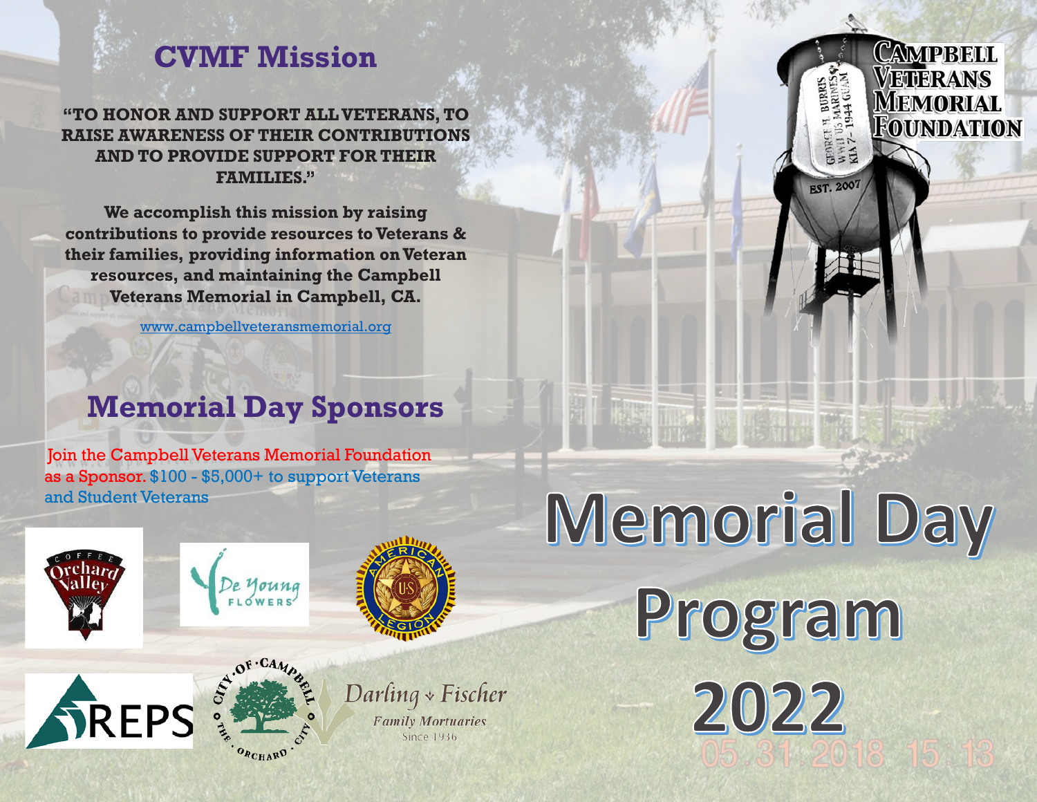# CVMF Mission

**"TO HONOR AND SUPPORT ALL VETERANS, TO RAISE AWARENESS OF THEIR CONTRIBUTIONS AND TO PROVIDE SUPPORT FOR THEIR FAMILIES."**

**We accomplish this mission by raising contributions to provide resources to Veterans & their families, providing information on Veteran resources, and maintaining the Campbell Veterans Memorial in Campbell, CA.**

www.campbellveteransmemorial.org

## Memorial Day Sponsors

Join the Campbell Veterans Memorial Foundation as a Sponsor. $100 - $5,000+ to support Veterans and Student Veterans

Coffee Orchard Valley

De Young Flowers

American Legion

REPS

City of Campbell — The Orchard City

Darling & Fischer Family Mortuaries Since 1936

CAMPBELL VETERANS MEMORIAL FOUNDATION

GEORGE H. BURRIS WWII US MARINES KIA 7-1944 GUAM

EST. 2007

# Memorial Day Program 2022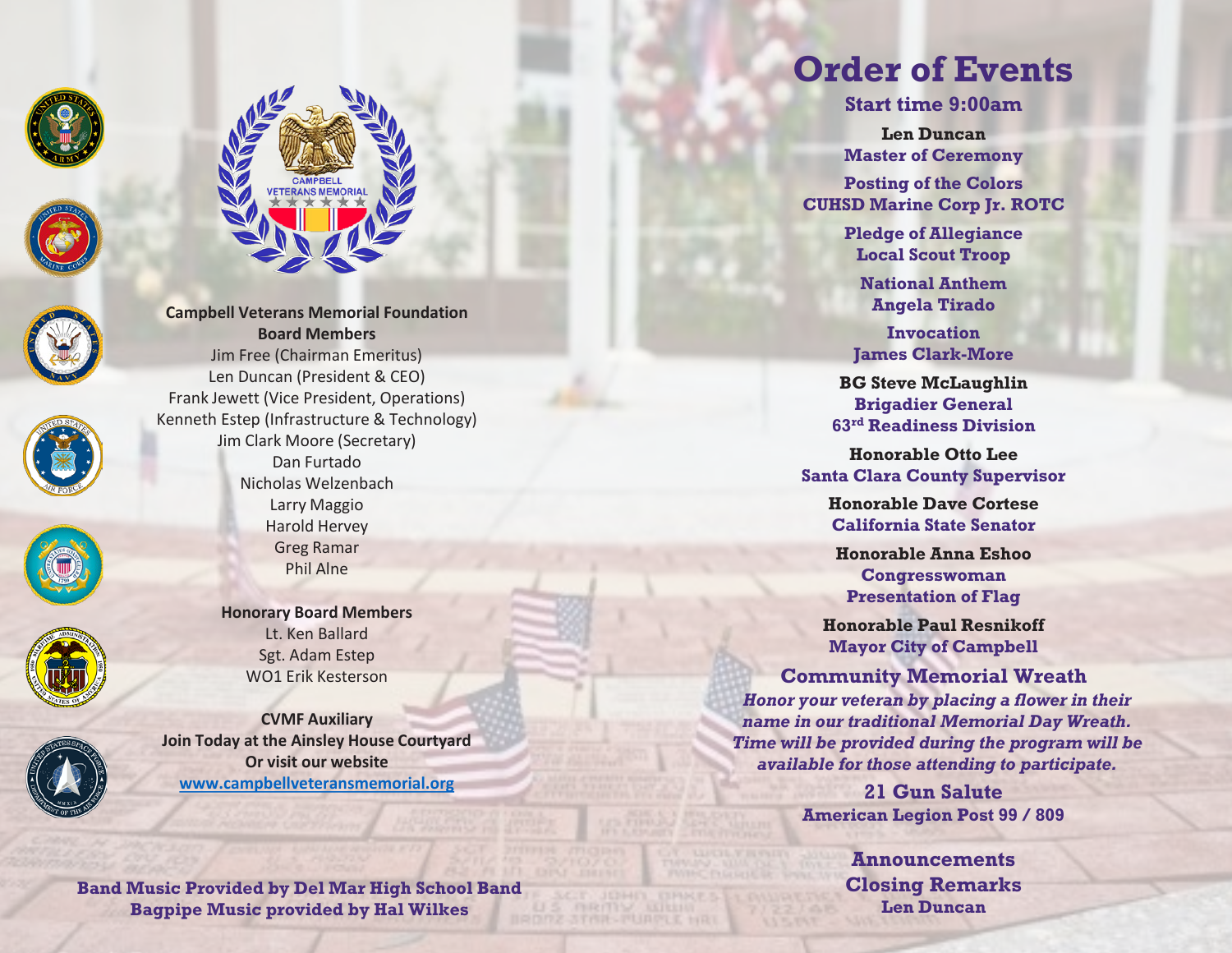CAMPBELL VETERANS MEMORIAL

**Campbell Veterans Memorial Foundation**
**Board Members**

Jim Free (Chairman Emeritus)
Len Duncan (President & CEO)
Frank Jewett (Vice President, Operations)
Kenneth Estep (Infrastructure & Technology)
Jim Clark Moore (Secretary)
Dan Furtado
Nicholas Welzenbach
Larry Maggio
Harold Hervey
Greg Ramar
Phil Alne

**Honorary Board Members**

Lt. Ken Ballard
Sgt. Adam Estep
WO1 Erik Kesterson

**CVMF Auxiliary**
**Join Today at the Ainsley House Courtyard**
**Or visit our website**
**www.campbellveteransmemorial.org**

**Band Music Provided by Del Mar High School Band**
**Bagpipe Music provided by Hal Wilkes**

# Order of Events

**Start time 9:00am**

**Len Duncan**
**Master of Ceremony**

**Posting of the Colors**
**CUHSD Marine Corp Jr. ROTC**

**Pledge of Allegiance**
**Local Scout Troop**

**National Anthem**
**Angela Tirado**

**Invocation**
**James Clark-More**

**BG Steve McLaughlin**
**Brigadier General**
**63rd Readiness Division**

**Honorable Otto Lee**
**Santa Clara County Supervisor**

**Honorable Dave Cortese**
**California State Senator**

**Honorable Anna Eshoo**
**Congresswoman**
**Presentation of Flag**

**Honorable Paul Resnikoff**
**Mayor City of Campbell**

## Community Memorial Wreath

***Honor your veteran by placing a flower in their name in our traditional Memorial Day Wreath. Time will be provided during the program will be available for those attending to participate.***

**21 Gun Salute**
**American Legion Post 99 / 809**

**Announcements**
**Closing Remarks**
**Len Duncan**